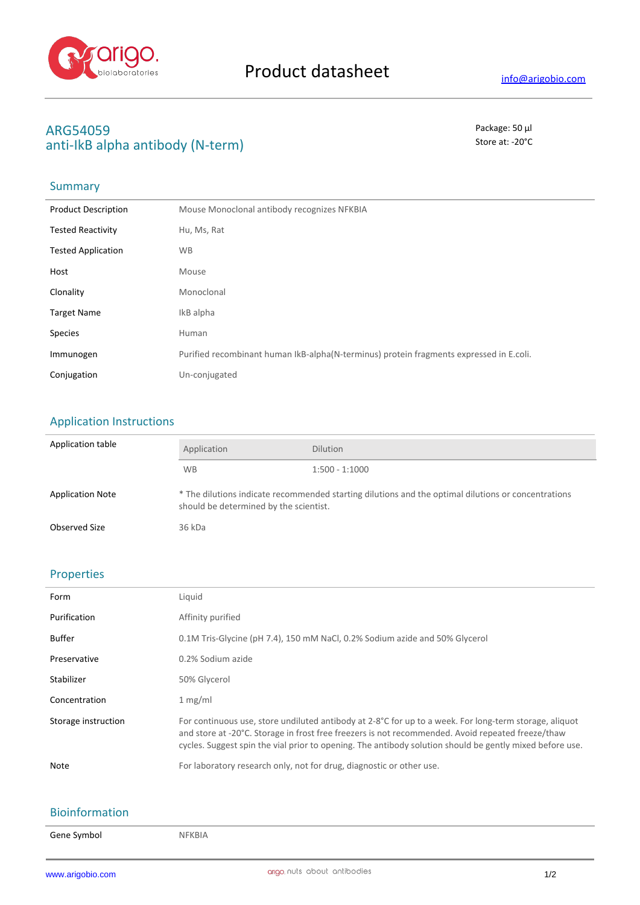# Product datasheet

info@arigobio.com

## ARG54059
## anti-IkB alpha antibody (N-term)

Package: 50 μl
Store at: -20°C

### Summary

| | |
|---|---|
| Product Description | Mouse Monoclonal antibody recognizes NFKBIA |
| Tested Reactivity | Hu, Ms, Rat |
| Tested Application | WB |
| Host | Mouse |
| Clonality | Monoclonal |
| Target Name | IkB alpha |
| Species | Human |
| Immunogen | Purified recombinant human IkB-alpha(N-terminus) protein fragments expressed in E.coli. |
| Conjugation | Un-conjugated |

### Application Instructions

Application table

| Application | Dilution |
|---|---|
| WB | 1:500 - 1:1000 |

| | |
|---|---|
| Application Note | * The dilutions indicate recommended starting dilutions and the optimal dilutions or concentrations should be determined by the scientist. |
| Observed Size | 36 kDa |

### Properties

| | |
|---|---|
| Form | Liquid |
| Purification | Affinity purified |
| Buffer | 0.1M Tris-Glycine (pH 7.4), 150 mM NaCl, 0.2% Sodium azide and 50% Glycerol |
| Preservative | 0.2% Sodium azide |
| Stabilizer | 50% Glycerol |
| Concentration | 1 mg/ml |
| Storage instruction | For continuous use, store undiluted antibody at 2-8°C for up to a week. For long-term storage, aliquot and store at -20°C. Storage in frost free freezers is not recommended. Avoid repeated freeze/thaw cycles. Suggest spin the vial prior to opening. The antibody solution should be gently mixed before use. |
| Note | For laboratory research only, not for drug, diagnostic or other use. |

### Bioinformation

| | |
|---|---|
| Gene Symbol | NFKBIA |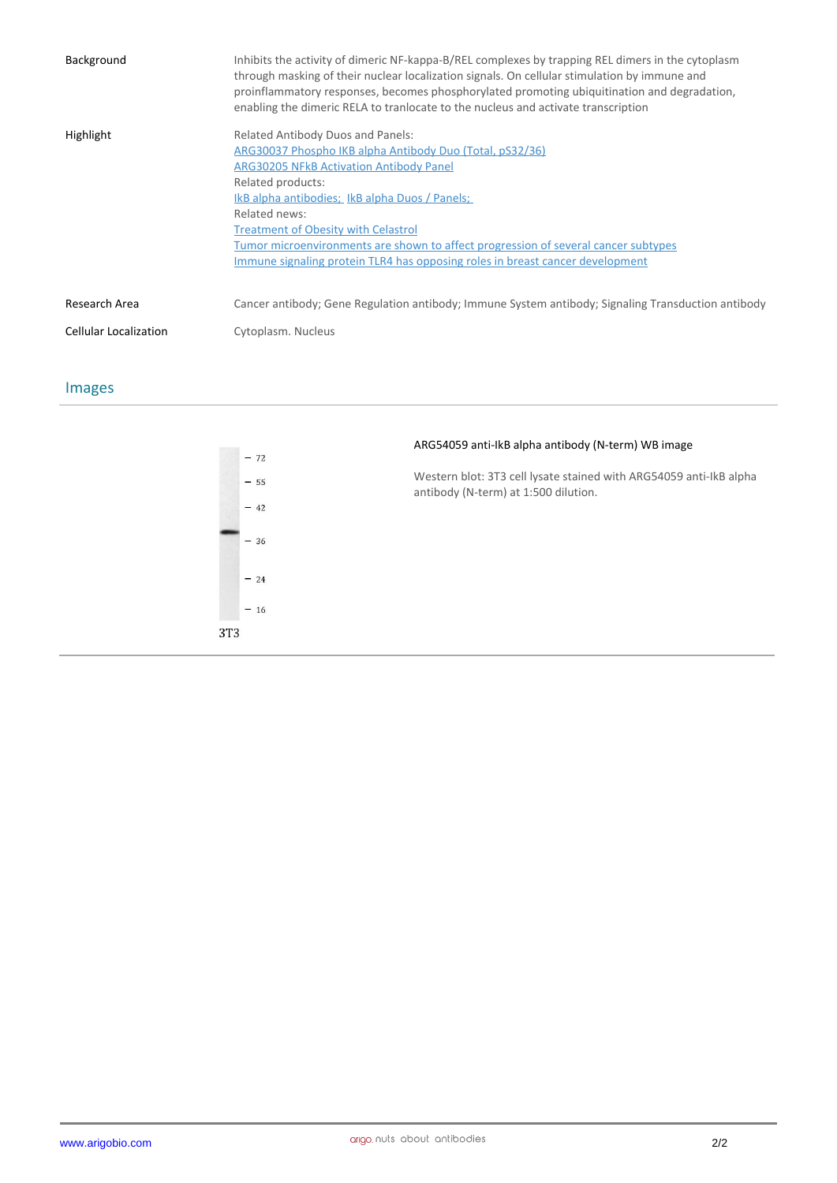| | |
|---|---|
| Background | Inhibits the activity of dimeric NF-kappa-B/REL complexes by trapping REL dimers in the cytoplasm through masking of their nuclear localization signals. On cellular stimulation by immune and proinflammatory responses, becomes phosphorylated promoting ubiquitination and degradation, enabling the dimeric RELA to tranlocate to the nucleus and activate transcription |
| Highlight | Related Antibody Duos and Panels:<br>ARG30037 Phospho IKB alpha Antibody Duo (Total, pS32/36)<br>ARG30205 NFkB Activation Antibody Panel<br>Related products:<br>IkB alpha antibodies; IkB alpha Duos / Panels;<br>Related news:<br>Treatment of Obesity with Celastrol<br>Tumor microenvironments are shown to affect progression of several cancer subtypes<br>Immune signaling protein TLR4 has opposing roles in breast cancer development |
| Research Area | Cancer antibody; Gene Regulation antibody; Immune System antibody; Signaling Transduction antibody |
| Cellular Localization | Cytoplasm. Nucleus |

## Images

72
55
42
36
24
16
3T3

ARG54059 anti-IkB alpha antibody (N-term) WB image

Western blot: 3T3 cell lysate stained with ARG54059 anti-IkB alpha antibody (N-term) at 1:500 dilution.